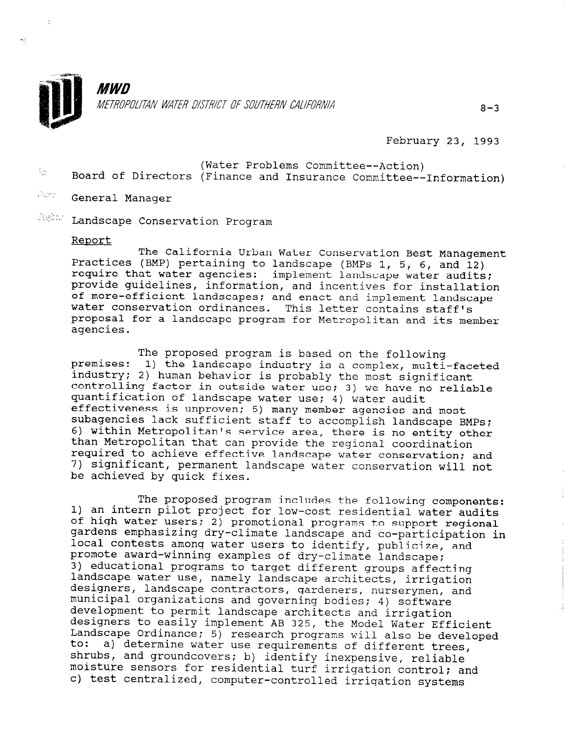**MWD**

*METROPOLITAN WATER DISTRICT OF SOUTHERN CALIFORNIA*

8-3

February 23, 1993

To: Board of Directors (Water Problems Committee--Action) (Finance and Insurance Committee--Information)

From: General Manager

Subject: Landscape Conservation Program

Report

The California Urban Water Conservation Best Management Practices (BMP) pertaining to landscape (BMPs 1, 5, 6, and 12) require that water agencies: implement landscape water audits; provide guidelines, information, and incentives for installation of more-efficient landscapes; and enact and implement landscape water conservation ordinances. This letter contains staff's proposal for a landscape program for Metropolitan and its member agencies.

The proposed program is based on the following premises: 1) the landscape industry is a complex, multi-faceted industry; 2) human behavior is probably the most significant controlling factor in outside water use; 3) we have no reliable quantification of landscape water use; 4) water audit effectiveness is unproven; 5) many member agencies and most subagencies lack sufficient staff to accomplish landscape BMPs; 6) within Metropolitan's service area, there is no entity other than Metropolitan that can provide the regional coordination required to achieve effective landscape water conservation; and 7) significant, permanent landscape water conservation will not be achieved by quick fixes.

The proposed program includes the following components: 1) an intern pilot project for low-cost residential water audits of high water users; 2) promotional programs to support regional gardens emphasizing dry-climate landscape and co-participation in local contests among water users to identify, publicize, and promote award-winning examples of dry-climate landscape; 3) educational programs to target different groups affecting landscape water use, namely landscape architects, irrigation designers, landscape contractors, gardeners, nurserymen, and municipal organizations and governing bodies; 4) software development to permit landscape architects and irrigation designers to easily implement AB 325, the Model Water Efficient Landscape Ordinance; 5) research programs will also be developed to: a) determine water use requirements of different trees, shrubs, and groundcovers; b) identify inexpensive, reliable moisture sensors for residential turf irrigation control; and c) test centralized, computer-controlled irrigation systems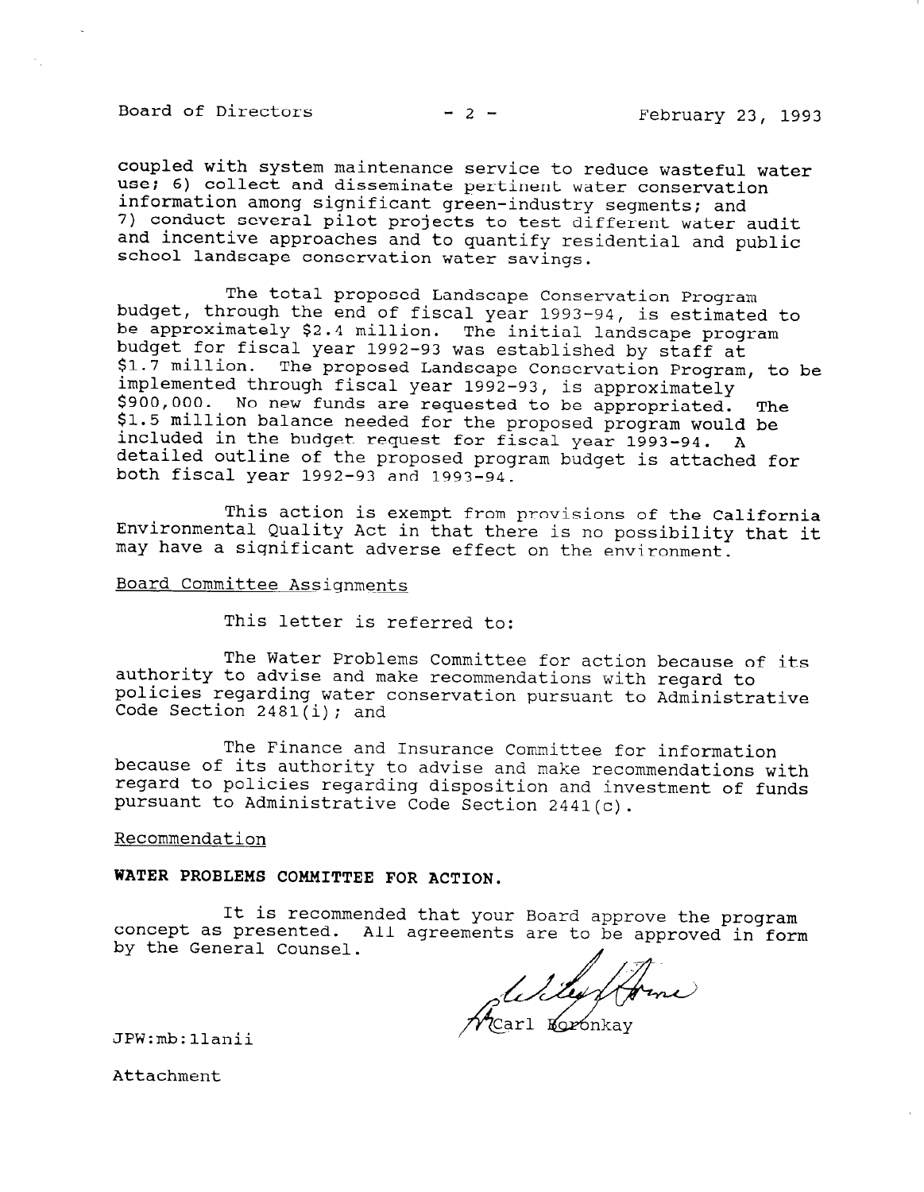coupled with system maintenance service to reduce wasteful water use; 6) collect and disseminate pertinent water conservation information among significant green-industry segments; and 7) conduct several pilot projects to test different water audit and incentive approaches and to quantify residential and public school landscape conservation water savings.

The total proposed Landscape Conservation Program budget, through the end of fiscal year 1993-94, is estimated to be approximately $2.4 million. The initial landscape program budget for fiscal year 1992-93 was established by staff at $1.7 million. The proposed Landscape Conservation Program, to be implemented through fiscal year 1992-93, is approximately $900,000. No new funds are requested to be appropriated. The $1.5 million balance needed for the proposed program would be included in the budget request for fiscal year 1993-94. A detailed outline of the proposed program budget is attached for both fiscal year 1992-93 and 1993-94.

This action is exempt from provisions of the California Environmental Quality Act in that there is no possibility that it may have a significant adverse effect on the environment.

Board Committee Assignments

This letter is referred to:

The Water Problems Committee for action because of its authority to advise and make recommendations with regard to policies regarding water conservation pursuant to Administrative Code Section 2481(i); and

The Finance and Insurance Committee for information because of its authority to advise and make recommendations with regard to policies regarding disposition and investment of funds pursuant to Administrative Code Section 2441(c).

Recommendation

**WATER PROBLEMS COMMITTEE FOR ACTION.**

It is recommended that your Board approve the program concept as presented. All agreements are to be approved in form by the General Counsel.

Carl Boronkay

JPW:mb:llanii

Attachment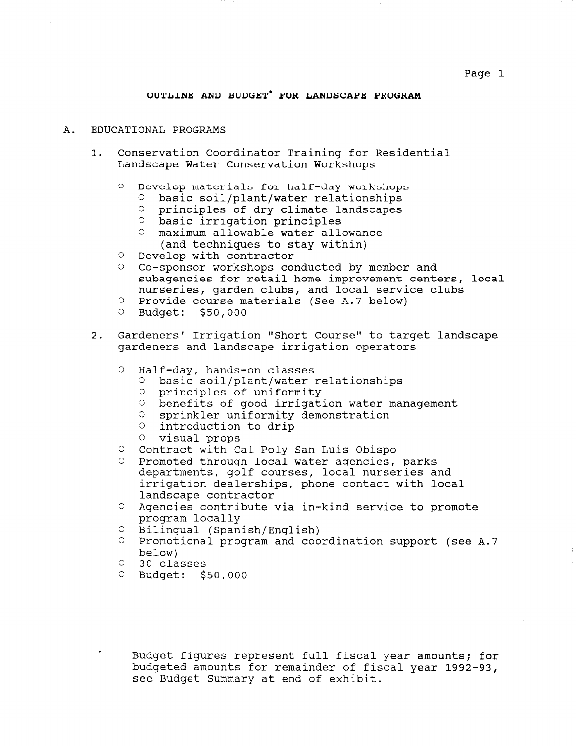## OUTLINE AND BUDGET* FOR LANDSCAPE PROGRAM

A. EDUCATIONAL PROGRAMS

1. Conservation Coordinator Training for Residential Landscape Water Conservation Workshops

   - Develop materials for half-day workshops
     - basic soil/plant/water relationships
     - principles of dry climate landscapes
     - basic irrigation principles
     - maximum allowable water allowance (and techniques to stay within)
   - Develop with contractor
   - Co-sponsor workshops conducted by member and subagencies for retail home improvement centers, local nurseries, garden clubs, and local service clubs
   - Provide course materials (See A.7 below)
   - Budget: $50,000

2. Gardeners' Irrigation "Short Course" to target landscape gardeners and landscape irrigation operators

   - Half-day, hands-on classes
     - basic soil/plant/water relationships
     - principles of uniformity
     - benefits of good irrigation water management
     - sprinkler uniformity demonstration
     - introduction to drip
     - visual props
   - Contract with Cal Poly San Luis Obispo
   - Promoted through local water agencies, parks departments, golf courses, local nurseries and irrigation dealerships, phone contact with local landscape contractor
   - Agencies contribute via in-kind service to promote program locally
   - Bilingual (Spanish/English)
   - Promotional program and coordination support (see A.7 below)
   - 30 classes
   - Budget: $50,000

\* Budget figures represent full fiscal year amounts; for budgeted amounts for remainder of fiscal year 1992-93, see Budget Summary at end of exhibit.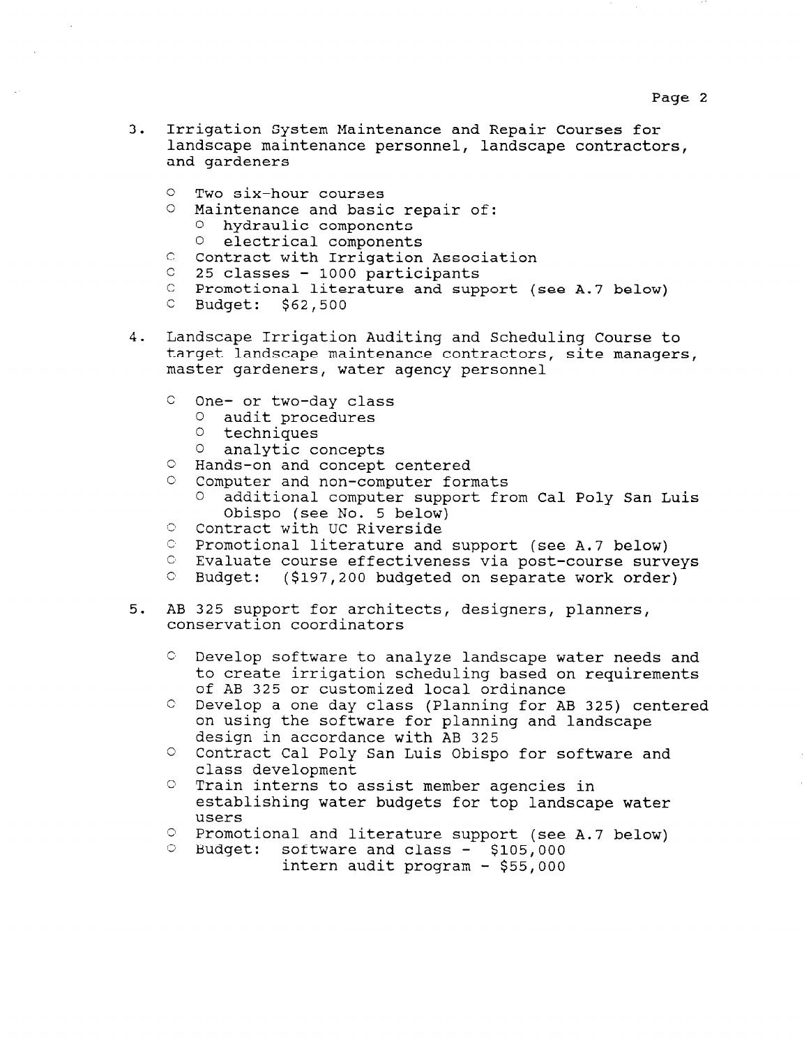3. Irrigation System Maintenance and Repair Courses for landscape maintenance personnel, landscape contractors, and gardeners

   - Two six-hour courses
   - Maintenance and basic repair of:
     - hydraulic components
     - electrical components
   - Contract with Irrigation Association
   - 25 classes - 1000 participants
   - Promotional literature and support (see A.7 below)
   - Budget: $62,500

4. Landscape Irrigation Auditing and Scheduling Course to target landscape maintenance contractors, site managers, master gardeners, water agency personnel

   - One- or two-day class
     - audit procedures
     - techniques
     - analytic concepts
   - Hands-on and concept centered
   - Computer and non-computer formats
     - additional computer support from Cal Poly San Luis Obispo (see No. 5 below)
   - Contract with UC Riverside
   - Promotional literature and support (see A.7 below)
   - Evaluate course effectiveness via post-course surveys
   - Budget: ($197,200 budgeted on separate work order)

5. AB 325 support for architects, designers, planners, conservation coordinators

   - Develop software to analyze landscape water needs and to create irrigation scheduling based on requirements of AB 325 or customized local ordinance
   - Develop a one day class (Planning for AB 325) centered on using the software for planning and landscape design in accordance with AB 325
   - Contract Cal Poly San Luis Obispo for software and class development
   - Train interns to assist member agencies in establishing water budgets for top landscape water users
   - Promotional and literature support (see A.7 below)
   - Budget: software and class - $105,000
     intern audit program - $55,000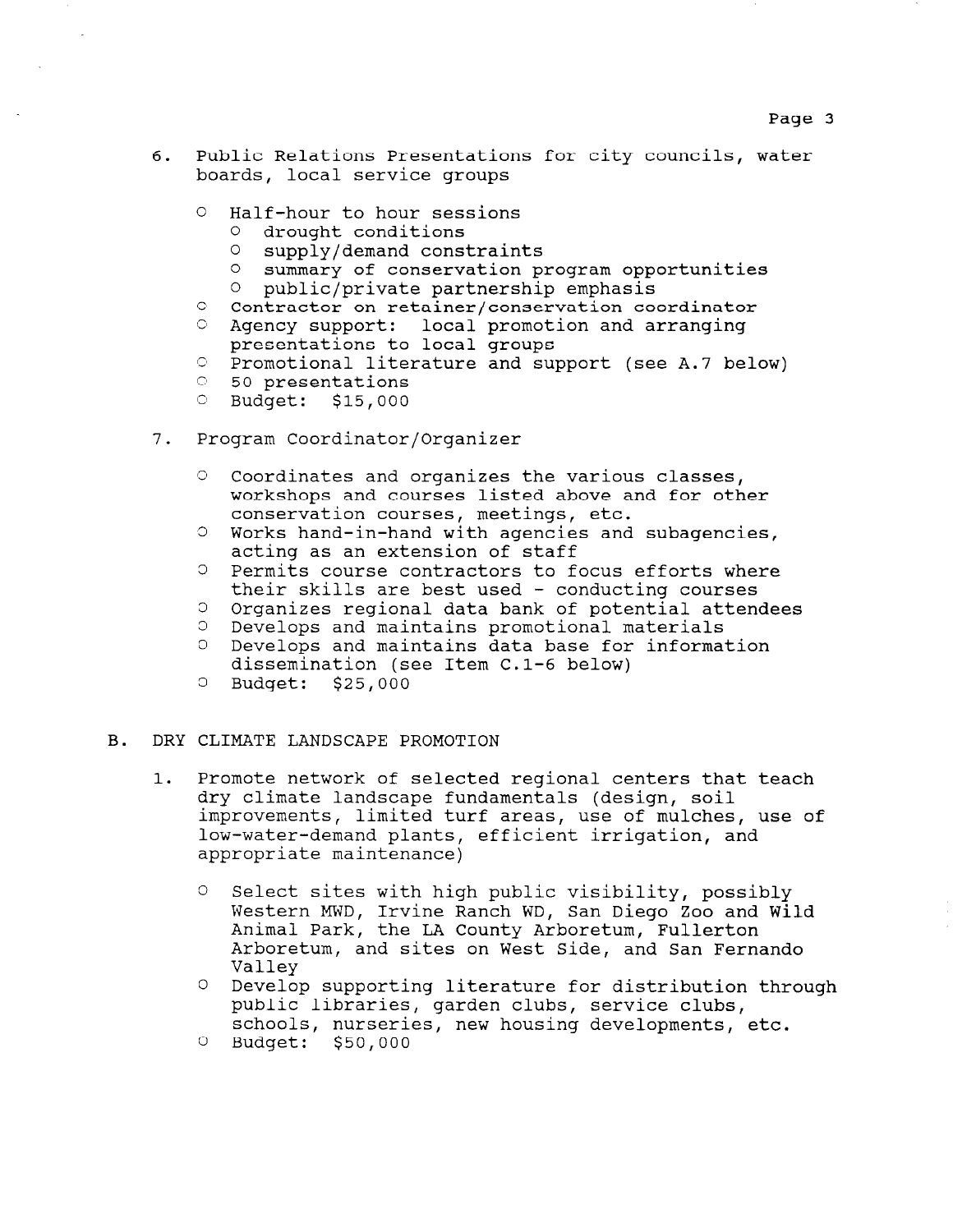6. Public Relations Presentations for city councils, water boards, local service groups

   - Half-hour to hour sessions
     - drought conditions
     - supply/demand constraints
     - summary of conservation program opportunities
     - public/private partnership emphasis
   - Contractor on retainer/conservation coordinator
   - Agency support: local promotion and arranging presentations to local groups
   - Promotional literature and support (see A.7 below)
   - 50 presentations
   - Budget: $15,000

7. Program Coordinator/Organizer

   - Coordinates and organizes the various classes, workshops and courses listed above and for other conservation courses, meetings, etc.
   - Works hand-in-hand with agencies and subagencies, acting as an extension of staff
   - Permits course contractors to focus efforts where their skills are best used - conducting courses
   - Organizes regional data bank of potential attendees
   - Develops and maintains promotional materials
   - Develops and maintains data base for information dissemination (see Item C.1-6 below)
   - Budget: $25,000

B. DRY CLIMATE LANDSCAPE PROMOTION

1. Promote network of selected regional centers that teach dry climate landscape fundamentals (design, soil improvements, limited turf areas, use of mulches, use of low-water-demand plants, efficient irrigation, and appropriate maintenance)

   - Select sites with high public visibility, possibly Western MWD, Irvine Ranch WD, San Diego Zoo and Wild Animal Park, the LA County Arboretum, Fullerton Arboretum, and sites on West Side, and San Fernando Valley
   - Develop supporting literature for distribution through public libraries, garden clubs, service clubs, schools, nurseries, new housing developments, etc.
   - Budget: $50,000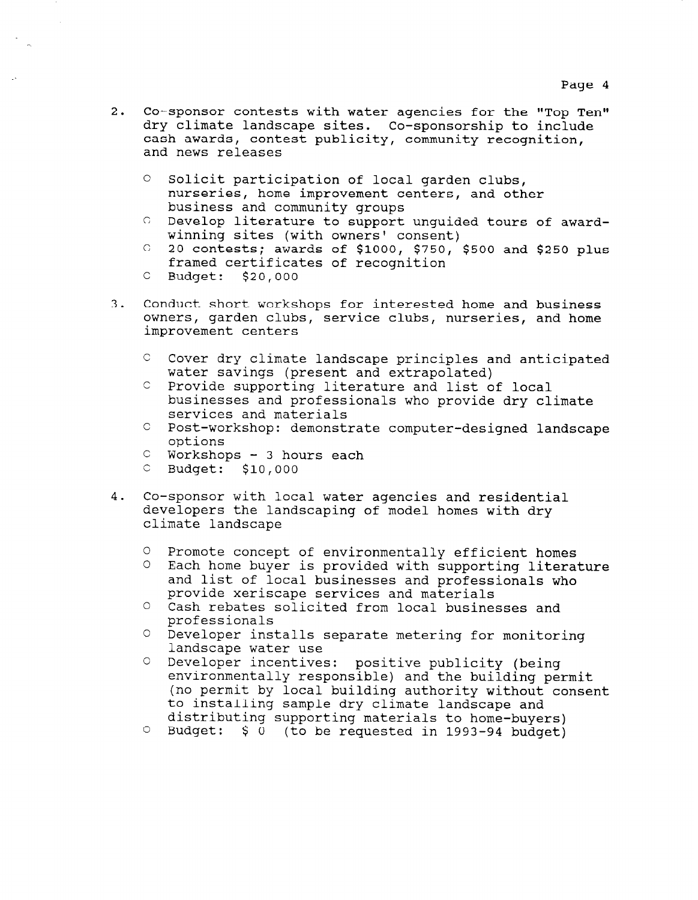2. Co-sponsor contests with water agencies for the "Top Ten" dry climate landscape sites. Co-sponsorship to include cash awards, contest publicity, community recognition, and news releases

   - Solicit participation of local garden clubs, nurseries, home improvement centers, and other business and community groups
   - Develop literature to support unguided tours of award-winning sites (with owners' consent)
   - 20 contests; awards of $1000, $750, $500 and $250 plus framed certificates of recognition
   - Budget: $20,000

3. Conduct short workshops for interested home and business owners, garden clubs, service clubs, nurseries, and home improvement centers

   - Cover dry climate landscape principles and anticipated water savings (present and extrapolated)
   - Provide supporting literature and list of local businesses and professionals who provide dry climate services and materials
   - Post-workshop: demonstrate computer-designed landscape options
   - Workshops - 3 hours each
   - Budget: $10,000

4. Co-sponsor with local water agencies and residential developers the landscaping of model homes with dry climate landscape

   - Promote concept of environmentally efficient homes
   - Each home buyer is provided with supporting literature and list of local businesses and professionals who provide xeriscape services and materials
   - Cash rebates solicited from local businesses and professionals
   - Developer installs separate metering for monitoring landscape water use
   - Developer incentives: positive publicity (being environmentally responsible) and the building permit (no permit by local building authority without consent to installing sample dry climate landscape and distributing supporting materials to home-buyers)
   - Budget: $ 0 (to be requested in 1993-94 budget)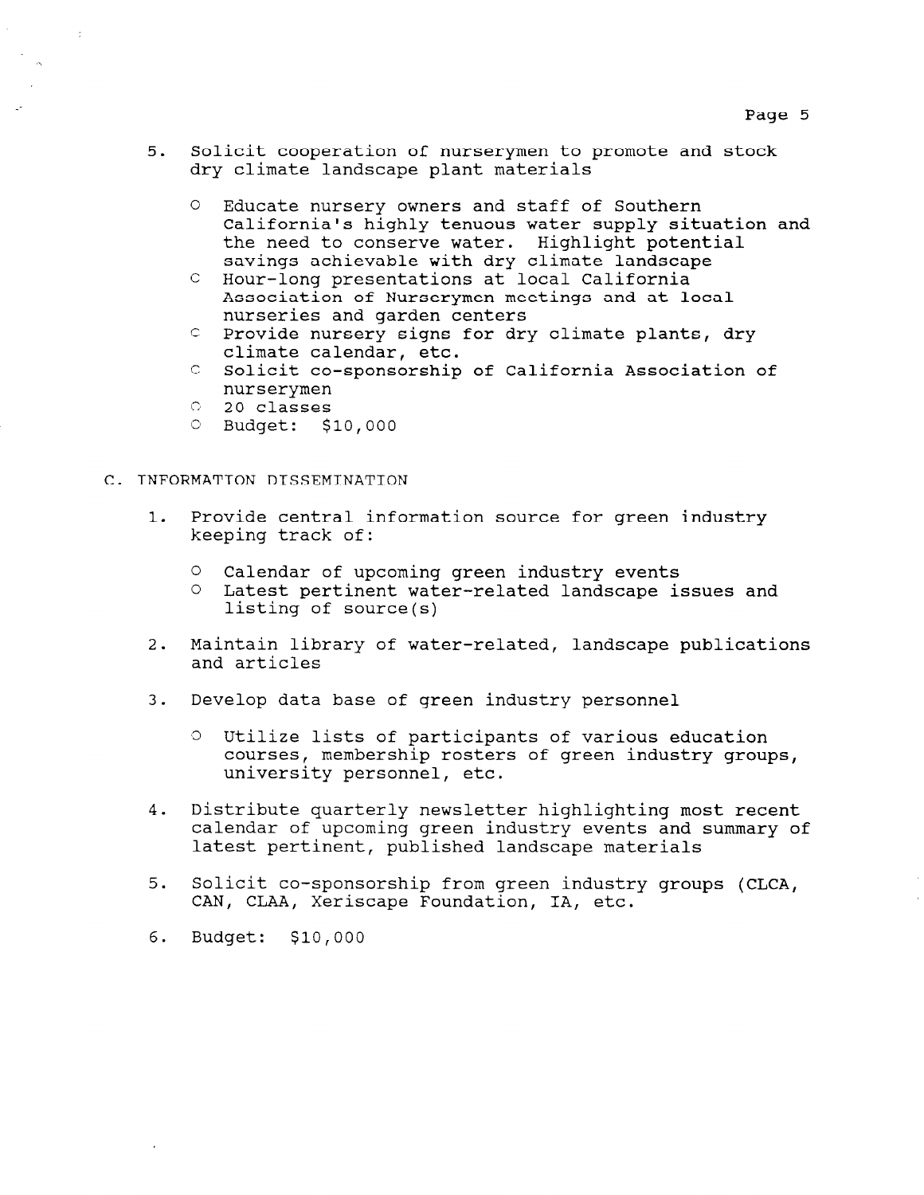5. Solicit cooperation of nurserymen to promote and stock dry climate landscape plant materials

   - Educate nursery owners and staff of Southern California's highly tenuous water supply situation and the need to conserve water. Highlight potential savings achievable with dry climate landscape
   - Hour-long presentations at local California Association of Nurserymen meetings and at local nurseries and garden centers
   - Provide nursery signs for dry climate plants, dry climate calendar, etc.
   - Solicit co-sponsorship of California Association of nurserymen
   - 20 classes
   - Budget: $10,000

## C. INFORMATION DISSEMINATION

1. Provide central information source for green industry keeping track of:

   - Calendar of upcoming green industry events
   - Latest pertinent water-related landscape issues and listing of source(s)

2. Maintain library of water-related, landscape publications and articles

3. Develop data base of green industry personnel

   - Utilize lists of participants of various education courses, membership rosters of green industry groups, university personnel, etc.

4. Distribute quarterly newsletter highlighting most recent calendar of upcoming green industry events and summary of latest pertinent, published landscape materials

5. Solicit co-sponsorship from green industry groups (CLCA, CAN, CLAA, Xeriscape Foundation, IA, etc.

6. Budget: $10,000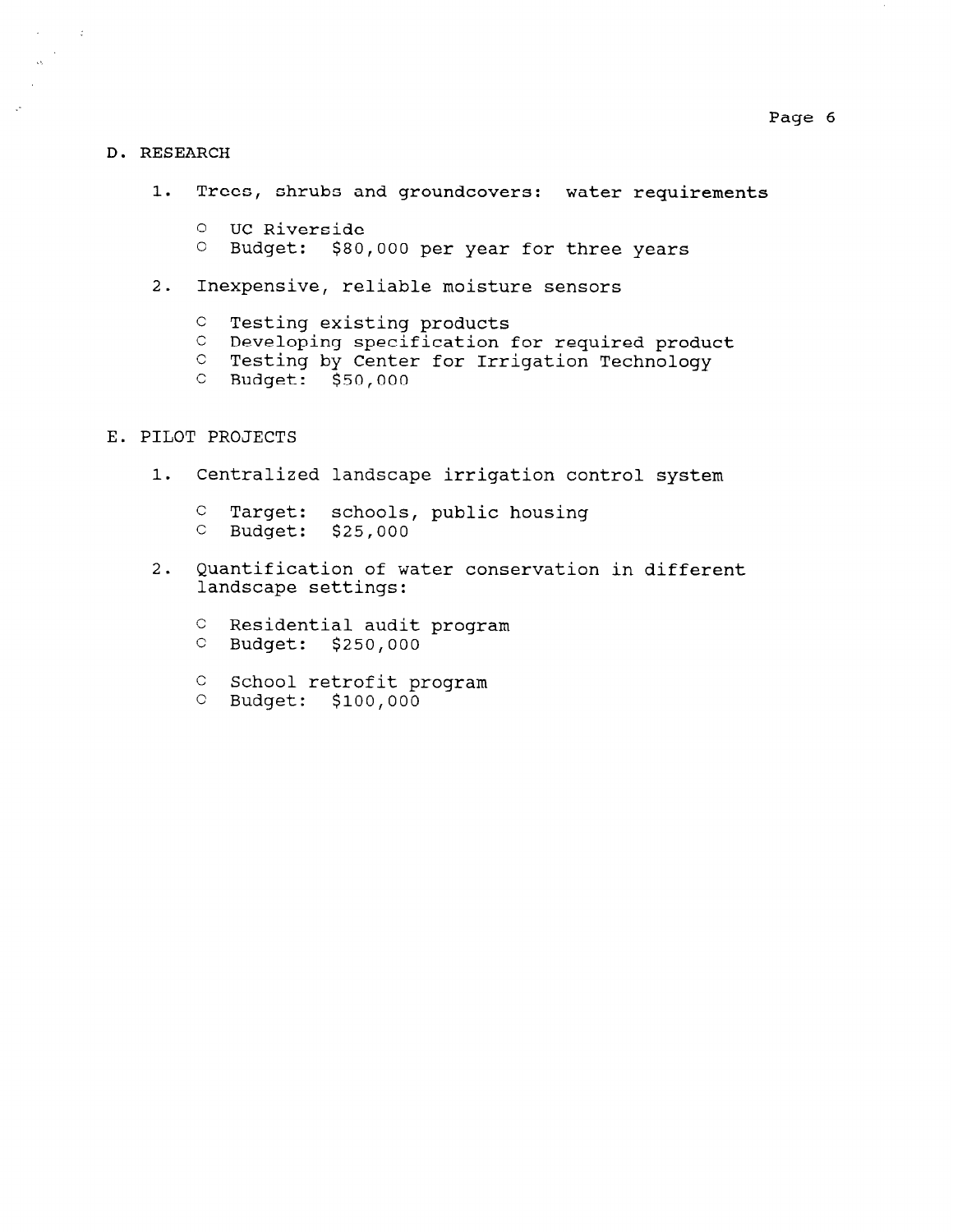## D. RESEARCH

1. Trees, shrubs and groundcovers: water requirements

   - UC Riverside
   - Budget: $80,000 per year for three years

2. Inexpensive, reliable moisture sensors

   - Testing existing products
   - Developing specification for required product
   - Testing by Center for Irrigation Technology
   - Budget: $50,000

## E. PILOT PROJECTS

1. Centralized landscape irrigation control system

   - Target: schools, public housing
   - Budget: $25,000

2. Quantification of water conservation in different landscape settings:

   - Residential audit program
   - Budget: $250,000

   - School retrofit program
   - Budget: $100,000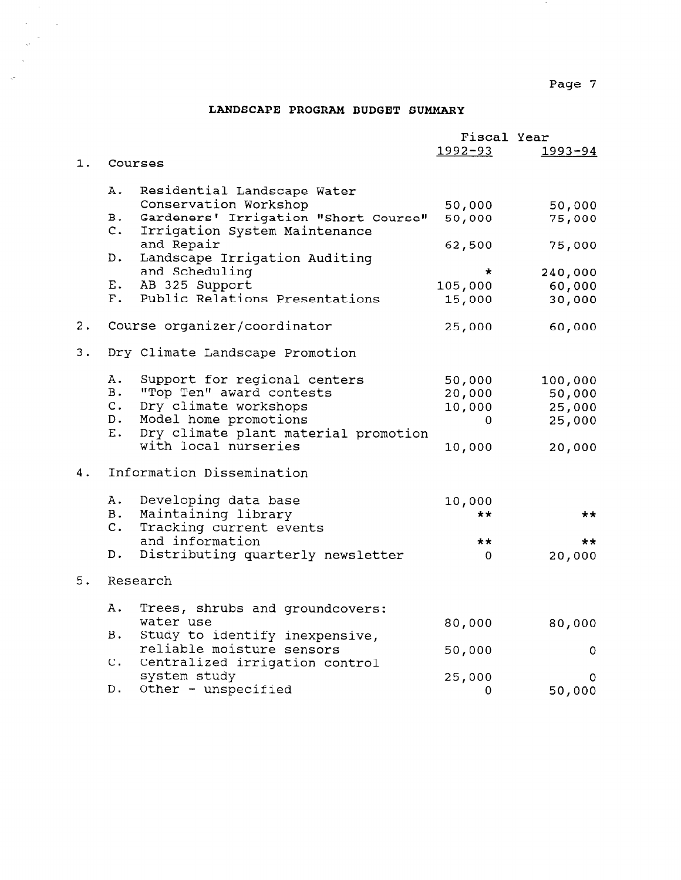# LANDSCAPE PROGRAM BUDGET SUMMARY

| | | Fiscal Year 1992-93 | Fiscal Year 1993-94 |
|---|---|---|---|
| **1.** | **Courses** | | |
| A. | Residential Landscape Water Conservation Workshop | 50,000 | 50,000 |
| B. | Gardeners' Irrigation "Short Course" | 50,000 | 75,000 |
| C. | Irrigation System Maintenance and Repair | 62,500 | 75,000 |
| D. | Landscape Irrigation Auditing and Scheduling | * | 240,000 |
| E. | AB 325 Support | 105,000 | 60,000 |
| F. | Public Relations Presentations | 15,000 | 30,000 |
| **2.** | **Course organizer/coordinator** | 25,000 | 60,000 |
| **3.** | **Dry Climate Landscape Promotion** | | |
| A. | Support for regional centers | 50,000 | 100,000 |
| B. | "Top Ten" award contests | 20,000 | 50,000 |
| C. | Dry climate workshops | 10,000 | 25,000 |
| D. | Model home promotions | 0 | 25,000 |
| E. | Dry climate plant material promotion with local nurseries | 10,000 | 20,000 |
| **4.** | **Information Dissemination** | | |
| A. | Developing data base | 10,000 | |
| B. | Maintaining library | ** | ** |
| C. | Tracking current events and information | ** | ** |
| D. | Distributing quarterly newsletter | 0 | 20,000 |
| **5.** | **Research** | | |
| A. | Trees, shrubs and groundcovers: water use | 80,000 | 80,000 |
| B. | Study to identify inexpensive, reliable moisture sensors | 50,000 | 0 |
| C. | Centralized irrigation control system study | 25,000 | 0 |
| D. | Other - unspecified | 0 | 50,000 |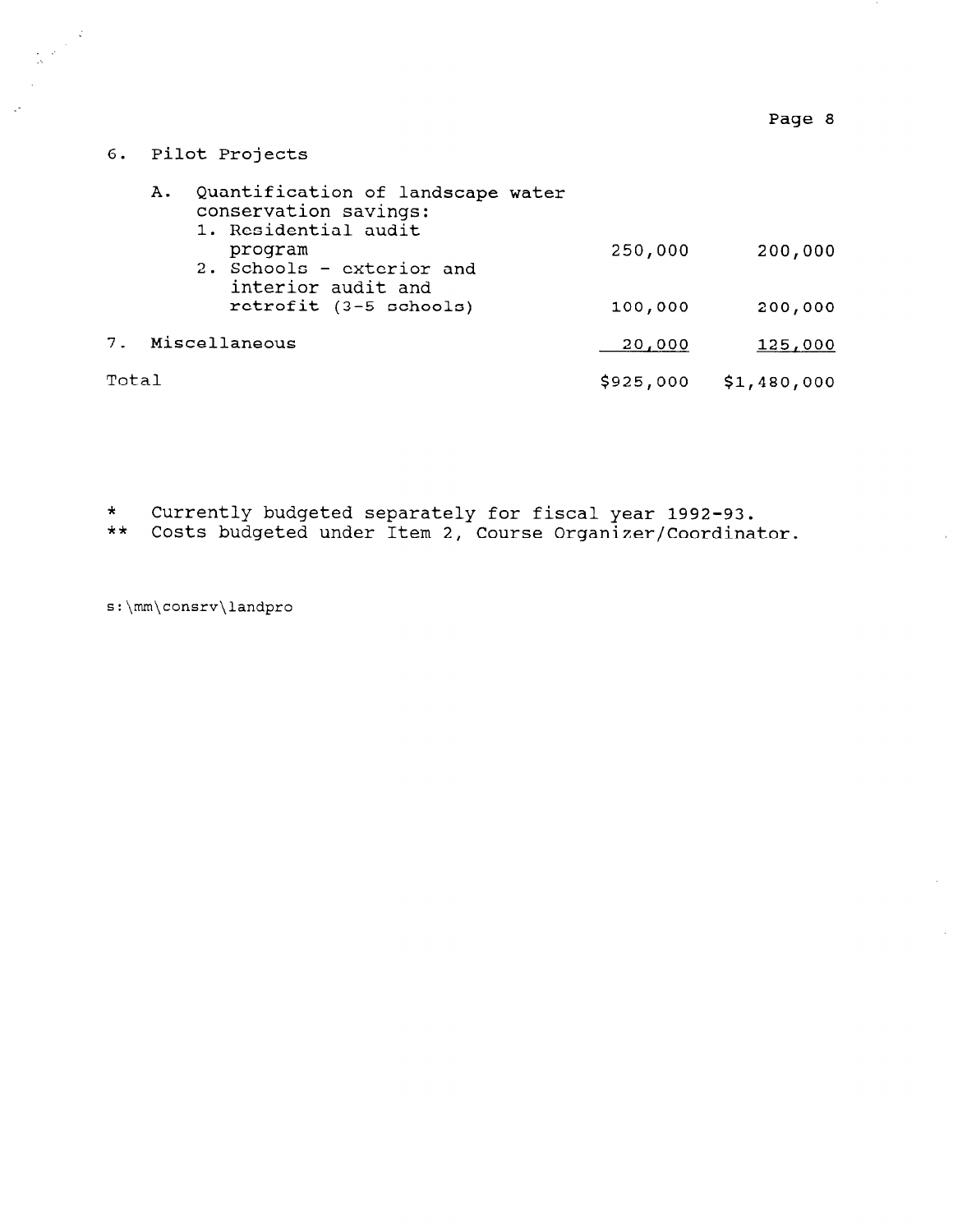| | | |
|---|---|---|
| 6. Pilot Projects | | |
| A. Quantification of landscape water conservation savings: | | |
| 1. Residential audit program | 250,000 | 200,000 |
| 2. Schools - exterior and interior audit and retrofit (3-5 schools) | 100,000 | 200,000 |
| 7. Miscellaneous | 20,000 | 125,000 |
| Total | $925,000 | $1,480,000 |

\* Currently budgeted separately for fiscal year 1992-93.
\*\* Costs budgeted under Item 2, Course Organizer/Coordinator.

s:\mm\consrv\landpro